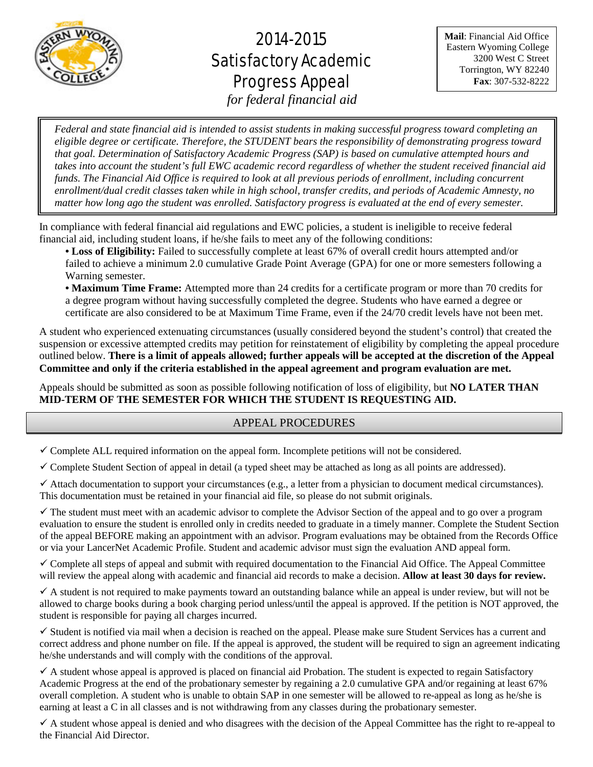# 2014-2015 Satisfactory Academic Progress Appeal

*for federal financial aid*

**Mail**: Financial Aid Office
Eastern Wyoming College
3200 West C Street
Torrington, WY 82240
**Fax**: 307-532-8222

*Federal and state financial aid is intended to assist students in making successful progress toward completing an eligible degree or certificate. Therefore, the STUDENT bears the responsibility of demonstrating progress toward that goal. Determination of Satisfactory Academic Progress (SAP) is based on cumulative attempted hours and takes into account the student's full EWC academic record regardless of whether the student received financial aid funds. The Financial Aid Office is required to look at all previous periods of enrollment, including concurrent enrollment/dual credit classes taken while in high school, transfer credits, and periods of Academic Amnesty, no matter how long ago the student was enrolled. Satisfactory progress is evaluated at the end of every semester.*

In compliance with federal financial aid regulations and EWC policies, a student is ineligible to receive federal financial aid, including student loans, if he/she fails to meet any of the following conditions:

- **Loss of Eligibility:** Failed to successfully complete at least 67% of overall credit hours attempted and/or failed to achieve a minimum 2.0 cumulative Grade Point Average (GPA) for one or more semesters following a Warning semester.
- **Maximum Time Frame:** Attempted more than 24 credits for a certificate program or more than 70 credits for a degree program without having successfully completed the degree. Students who have earned a degree or certificate are also considered to be at Maximum Time Frame, even if the 24/70 credit levels have not been met.

A student who experienced extenuating circumstances (usually considered beyond the student's control) that created the suspension or excessive attempted credits may petition for reinstatement of eligibility by completing the appeal procedure outlined below. **There is a limit of appeals allowed; further appeals will be accepted at the discretion of the Appeal Committee and only if the criteria established in the appeal agreement and program evaluation are met.**

Appeals should be submitted as soon as possible following notification of loss of eligibility, but **NO LATER THAN MID-TERM OF THE SEMESTER FOR WHICH THE STUDENT IS REQUESTING AID.**

## APPEAL PROCEDURES

✓ Complete ALL required information on the appeal form. Incomplete petitions will not be considered.

✓ Complete Student Section of appeal in detail (a typed sheet may be attached as long as all points are addressed).

✓ Attach documentation to support your circumstances (e.g., a letter from a physician to document medical circumstances). This documentation must be retained in your financial aid file, so please do not submit originals.

✓ The student must meet with an academic advisor to complete the Advisor Section of the appeal and to go over a program evaluation to ensure the student is enrolled only in credits needed to graduate in a timely manner. Complete the Student Section of the appeal BEFORE making an appointment with an advisor. Program evaluations may be obtained from the Records Office or via your LancerNet Academic Profile. Student and academic advisor must sign the evaluation AND appeal form.

✓ Complete all steps of appeal and submit with required documentation to the Financial Aid Office. The Appeal Committee will review the appeal along with academic and financial aid records to make a decision. **Allow at least 30 days for review.**

✓ A student is not required to make payments toward an outstanding balance while an appeal is under review, but will not be allowed to charge books during a book charging period unless/until the appeal is approved. If the petition is NOT approved, the student is responsible for paying all charges incurred.

✓ Student is notified via mail when a decision is reached on the appeal. Please make sure Student Services has a current and correct address and phone number on file. If the appeal is approved, the student will be required to sign an agreement indicating he/she understands and will comply with the conditions of the approval.

✓ A student whose appeal is approved is placed on financial aid Probation. The student is expected to regain Satisfactory Academic Progress at the end of the probationary semester by regaining a 2.0 cumulative GPA and/or regaining at least 67% overall completion. A student who is unable to obtain SAP in one semester will be allowed to re-appeal as long as he/she is earning at least a C in all classes and is not withdrawing from any classes during the probationary semester.

✓ A student whose appeal is denied and who disagrees with the decision of the Appeal Committee has the right to re-appeal to the Financial Aid Director.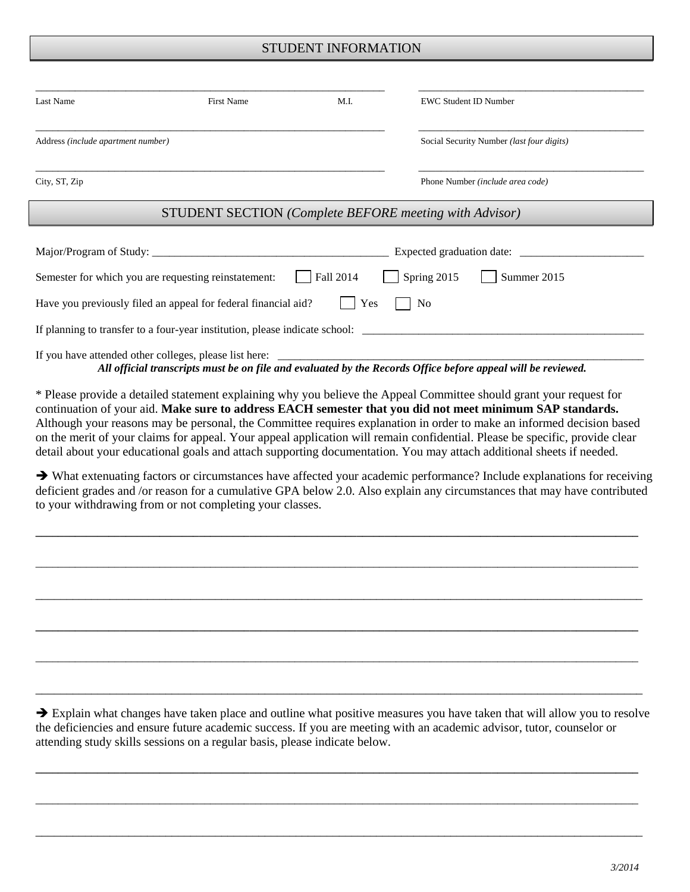## STUDENT INFORMATION

| | | | |
|---|---|---|---|
| Last Name | First Name | M.I. | EWC Student ID Number |
| Address *(include apartment number)* | | | Social Security Number *(last four digits)* |
| City, ST, Zip | | | Phone Number *(include area code)* |

## STUDENT SECTION *(Complete BEFORE meeting with Advisor)*

Major/Program of Study: ________________________________________ Expected graduation date: ______________________

Semester for which you are requesting reinstatement: ☐ Fall 2014 ☐ Spring 2015 ☐ Summer 2015

Have you previously filed an appeal for federal financial aid? ☐ Yes ☐ No

If planning to transfer to a four-year institution, please indicate school: ____________________________________________________

If you have attended other colleges, please list here: ____________________________________________________________

***All official transcripts must be on file and evaluated by the Records Office before appeal will be reviewed.***

* Please provide a detailed statement explaining why you believe the Appeal Committee should grant your request for continuation of your aid. **Make sure to address EACH semester that you did not meet minimum SAP standards.** Although your reasons may be personal, the Committee requires explanation in order to make an informed decision based on the merit of your claims for appeal. Your appeal application will remain confidential. Please be specific, provide clear detail about your educational goals and attach supporting documentation. You may attach additional sheets if needed.

➔ What extenuating factors or circumstances have affected your academic performance? Include explanations for receiving deficient grades and /or reason for a cumulative GPA below 2.0. Also explain any circumstances that may have contributed to your withdrawing from or not completing your classes.

______________________________________________________________________________________________

______________________________________________________________________________________________

______________________________________________________________________________________________

______________________________________________________________________________________________

______________________________________________________________________________________________

______________________________________________________________________________________________

➔ Explain what changes have taken place and outline what positive measures you have taken that will allow you to resolve the deficiencies and ensure future academic success. If you are meeting with an academic advisor, tutor, counselor or attending study skills sessions on a regular basis, please indicate below.

______________________________________________________________________________________________

______________________________________________________________________________________________

______________________________________________________________________________________________

*3/2014*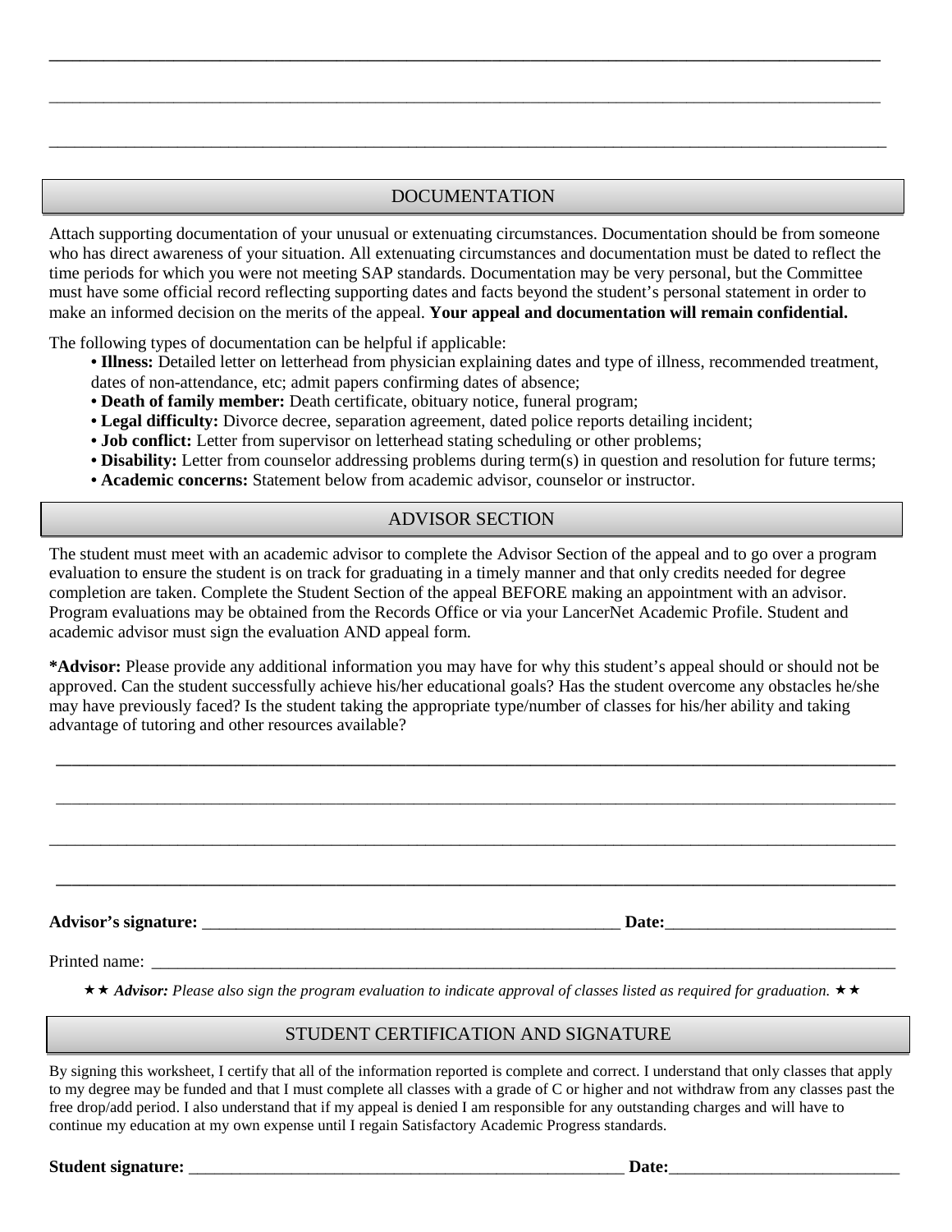______________________________________________________________________________________________

______________________________________________________________________________________________

______________________________________________________________________________________________

## DOCUMENTATION

Attach supporting documentation of your unusual or extenuating circumstances. Documentation should be from someone who has direct awareness of your situation. All extenuating circumstances and documentation must be dated to reflect the time periods for which you were not meeting SAP standards. Documentation may be very personal, but the Committee must have some official record reflecting supporting dates and facts beyond the student's personal statement in order to make an informed decision on the merits of the appeal. **Your appeal and documentation will remain confidential.**

The following types of documentation can be helpful if applicable:

- **Illness:** Detailed letter on letterhead from physician explaining dates and type of illness, recommended treatment, dates of non-attendance, etc; admit papers confirming dates of absence;
- **Death of family member:** Death certificate, obituary notice, funeral program;
- **Legal difficulty:** Divorce decree, separation agreement, dated police reports detailing incident;
- **Job conflict:** Letter from supervisor on letterhead stating scheduling or other problems;
- **Disability:** Letter from counselor addressing problems during term(s) in question and resolution for future terms;
- **Academic concerns:** Statement below from academic advisor, counselor or instructor.

## ADVISOR SECTION

The student must meet with an academic advisor to complete the Advisor Section of the appeal and to go over a program evaluation to ensure the student is on track for graduating in a timely manner and that only credits needed for degree completion are taken. Complete the Student Section of the appeal BEFORE making an appointment with an advisor. Program evaluations may be obtained from the Records Office or via your LancerNet Academic Profile. Student and academic advisor must sign the evaluation AND appeal form.

***Advisor:** Please provide any additional information you may have for why this student's appeal should or should not be approved. Can the student successfully achieve his/her educational goals? Has the student overcome any obstacles he/she may have previously faced? Is the student taking the appropriate type/number of classes for his/her ability and taking advantage of tutoring and other resources available?

______________________________________________________________________________________________

______________________________________________________________________________________________

______________________________________________________________________________________________

______________________________________________________________________________________________

**Advisor's signature:** ______________________________________________ **Date:**_________________________

Printed name: ________________________________________________________________________________

★★ ***Advisor:*** *Please also sign the program evaluation to indicate approval of classes listed as required for graduation.* ★★

## STUDENT CERTIFICATION AND SIGNATURE

By signing this worksheet, I certify that all of the information reported is complete and correct. I understand that only classes that apply to my degree may be funded and that I must complete all classes with a grade of C or higher and not withdraw from any classes past the free drop/add period. I also understand that if my appeal is denied I am responsible for any outstanding charges and will have to continue my education at my own expense until I regain Satisfactory Academic Progress standards.

**Student signature:** ______________________________________________ **Date:**_________________________